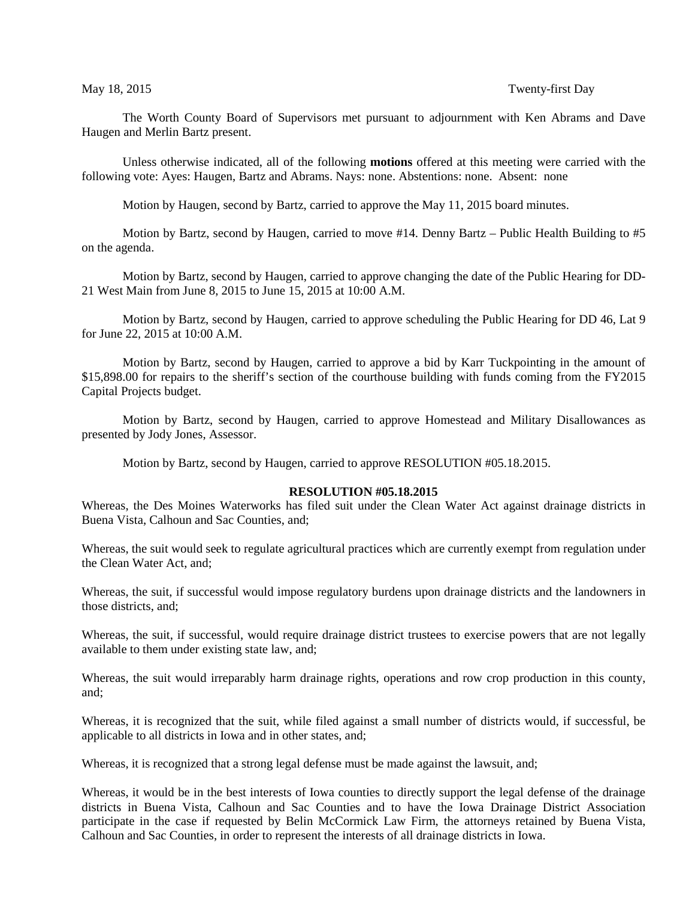May 18, 2015 Twenty-first Day

The Worth County Board of Supervisors met pursuant to adjournment with Ken Abrams and Dave Haugen and Merlin Bartz present.

Unless otherwise indicated, all of the following **motions** offered at this meeting were carried with the following vote: Ayes: Haugen, Bartz and Abrams. Nays: none. Abstentions: none. Absent: none

Motion by Haugen, second by Bartz, carried to approve the May 11, 2015 board minutes.

Motion by Bartz, second by Haugen, carried to move #14. Denny Bartz – Public Health Building to #5 on the agenda.

Motion by Bartz, second by Haugen, carried to approve changing the date of the Public Hearing for DD-21 West Main from June 8, 2015 to June 15, 2015 at 10:00 A.M.

Motion by Bartz, second by Haugen, carried to approve scheduling the Public Hearing for DD 46, Lat 9 for June 22, 2015 at 10:00 A.M.

Motion by Bartz, second by Haugen, carried to approve a bid by Karr Tuckpointing in the amount of $15,898.00 for repairs to the sheriff's section of the courthouse building with funds coming from the FY2015 Capital Projects budget.

Motion by Bartz, second by Haugen, carried to approve Homestead and Military Disallowances as presented by Jody Jones, Assessor.

Motion by Bartz, second by Haugen, carried to approve RESOLUTION #05.18.2015.

**RESOLUTION #05.18.2015**

Whereas, the Des Moines Waterworks has filed suit under the Clean Water Act against drainage districts in Buena Vista, Calhoun and Sac Counties, and;

Whereas, the suit would seek to regulate agricultural practices which are currently exempt from regulation under the Clean Water Act, and;

Whereas, the suit, if successful would impose regulatory burdens upon drainage districts and the landowners in those districts, and;

Whereas, the suit, if successful, would require drainage district trustees to exercise powers that are not legally available to them under existing state law, and;

Whereas, the suit would irreparably harm drainage rights, operations and row crop production in this county, and;

Whereas, it is recognized that the suit, while filed against a small number of districts would, if successful, be applicable to all districts in Iowa and in other states, and;

Whereas, it is recognized that a strong legal defense must be made against the lawsuit, and;

Whereas, it would be in the best interests of Iowa counties to directly support the legal defense of the drainage districts in Buena Vista, Calhoun and Sac Counties and to have the Iowa Drainage District Association participate in the case if requested by Belin McCormick Law Firm, the attorneys retained by Buena Vista, Calhoun and Sac Counties, in order to represent the interests of all drainage districts in Iowa.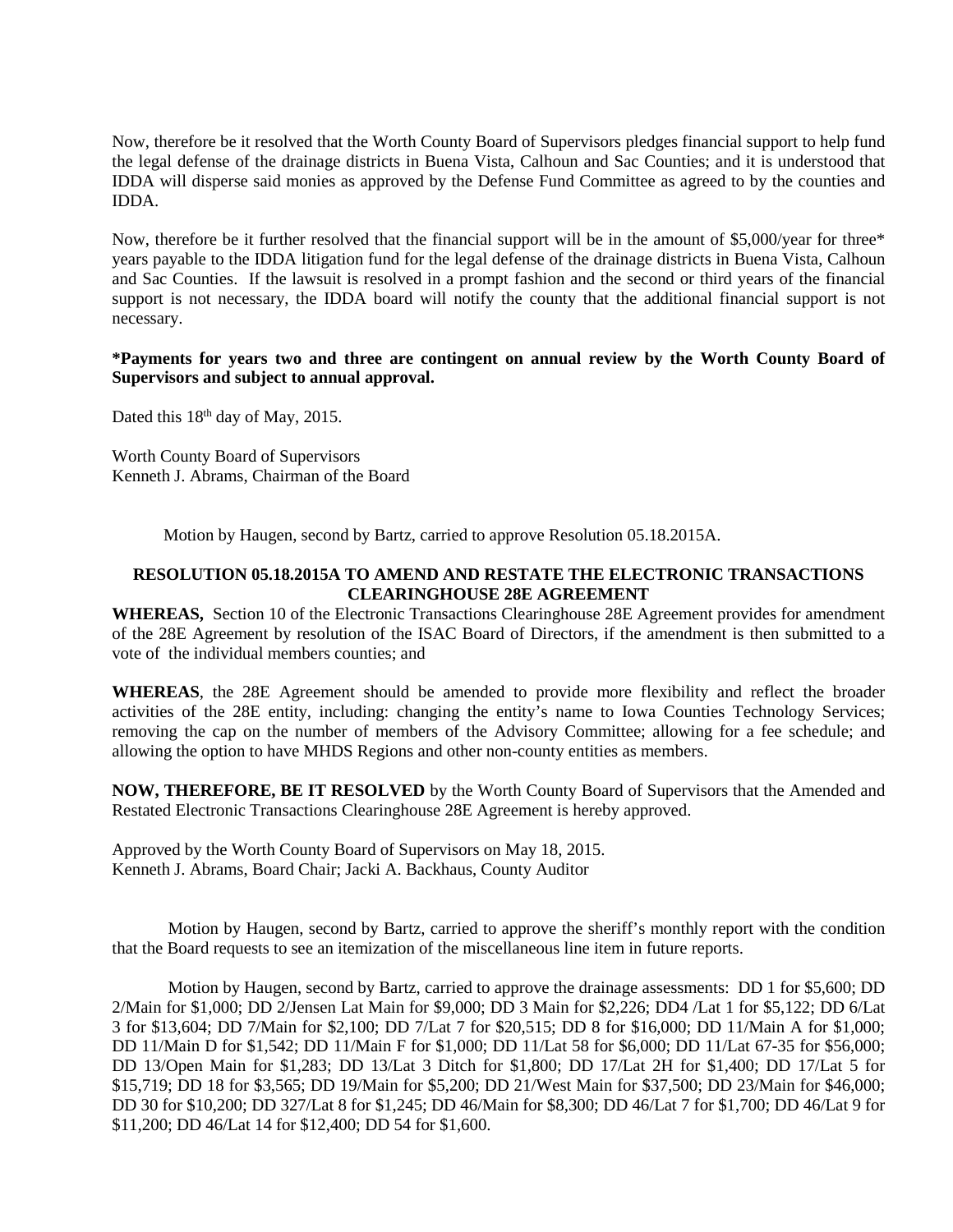Now, therefore be it resolved that the Worth County Board of Supervisors pledges financial support to help fund the legal defense of the drainage districts in Buena Vista, Calhoun and Sac Counties; and it is understood that IDDA will disperse said monies as approved by the Defense Fund Committee as agreed to by the counties and IDDA.

Now, therefore be it further resolved that the financial support will be in the amount of $5,000/year for three* years payable to the IDDA litigation fund for the legal defense of the drainage districts in Buena Vista, Calhoun and Sac Counties. If the lawsuit is resolved in a prompt fashion and the second or third years of the financial support is not necessary, the IDDA board will notify the county that the additional financial support is not necessary.

**\*Payments for years two and three are contingent on annual review by the Worth County Board of Supervisors and subject to annual approval.**

Dated this 18th day of May, 2015.

Worth County Board of Supervisors
Kenneth J. Abrams, Chairman of the Board

Motion by Haugen, second by Bartz, carried to approve Resolution 05.18.2015A.

**RESOLUTION 05.18.2015A TO AMEND AND RESTATE THE ELECTRONIC TRANSACTIONS CLEARINGHOUSE 28E AGREEMENT**

**WHEREAS,** Section 10 of the Electronic Transactions Clearinghouse 28E Agreement provides for amendment of the 28E Agreement by resolution of the ISAC Board of Directors, if the amendment is then submitted to a vote of the individual members counties; and

**WHEREAS**, the 28E Agreement should be amended to provide more flexibility and reflect the broader activities of the 28E entity, including: changing the entity's name to Iowa Counties Technology Services; removing the cap on the number of members of the Advisory Committee; allowing for a fee schedule; and allowing the option to have MHDS Regions and other non-county entities as members.

**NOW, THEREFORE, BE IT RESOLVED** by the Worth County Board of Supervisors that the Amended and Restated Electronic Transactions Clearinghouse 28E Agreement is hereby approved.

Approved by the Worth County Board of Supervisors on May 18, 2015.
Kenneth J. Abrams, Board Chair; Jacki A. Backhaus, County Auditor

Motion by Haugen, second by Bartz, carried to approve the sheriff's monthly report with the condition that the Board requests to see an itemization of the miscellaneous line item in future reports.

Motion by Haugen, second by Bartz, carried to approve the drainage assessments: DD 1 for $5,600; DD 2/Main for $1,000; DD 2/Jensen Lat Main for $9,000; DD 3 Main for $2,226; DD4 /Lat 1 for $5,122; DD 6/Lat 3 for $13,604; DD 7/Main for $2,100; DD 7/Lat 7 for $20,515; DD 8 for $16,000; DD 11/Main A for $1,000; DD 11/Main D for $1,542; DD 11/Main F for $1,000; DD 11/Lat 58 for $6,000; DD 11/Lat 67-35 for $56,000; DD 13/Open Main for $1,283; DD 13/Lat 3 Ditch for $1,800; DD 17/Lat 2H for $1,400; DD 17/Lat 5 for $15,719; DD 18 for $3,565; DD 19/Main for $5,200; DD 21/West Main for $37,500; DD 23/Main for $46,000; DD 30 for $10,200; DD 327/Lat 8 for $1,245; DD 46/Main for $8,300; DD 46/Lat 7 for $1,700; DD 46/Lat 9 for $11,200; DD 46/Lat 14 for $12,400; DD 54 for $1,600.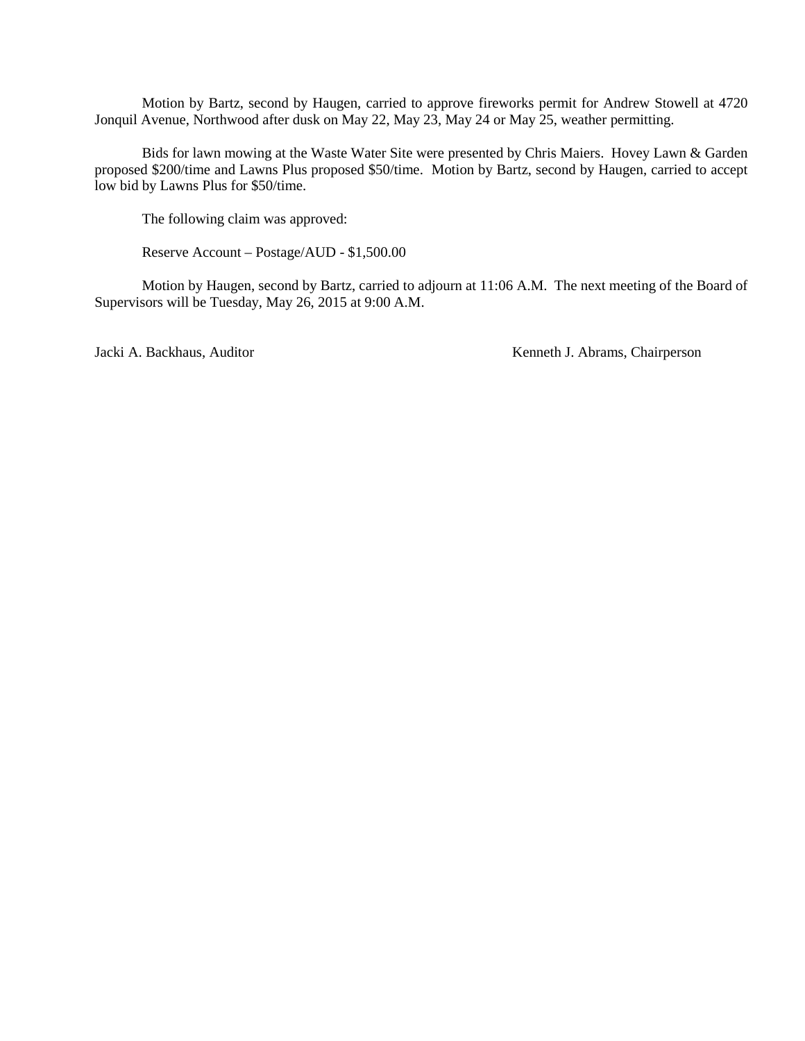Motion by Bartz, second by Haugen, carried to approve fireworks permit for Andrew Stowell at 4720 Jonquil Avenue, Northwood after dusk on May 22, May 23, May 24 or May 25, weather permitting.

Bids for lawn mowing at the Waste Water Site were presented by Chris Maiers. Hovey Lawn & Garden proposed $200/time and Lawns Plus proposed $50/time. Motion by Bartz, second by Haugen, carried to accept low bid by Lawns Plus for $50/time.

The following claim was approved:

Reserve Account – Postage/AUD - $1,500.00

Motion by Haugen, second by Bartz, carried to adjourn at 11:06 A.M. The next meeting of the Board of Supervisors will be Tuesday, May 26, 2015 at 9:00 A.M.

Jacki A. Backhaus, Auditor

Kenneth J. Abrams, Chairperson